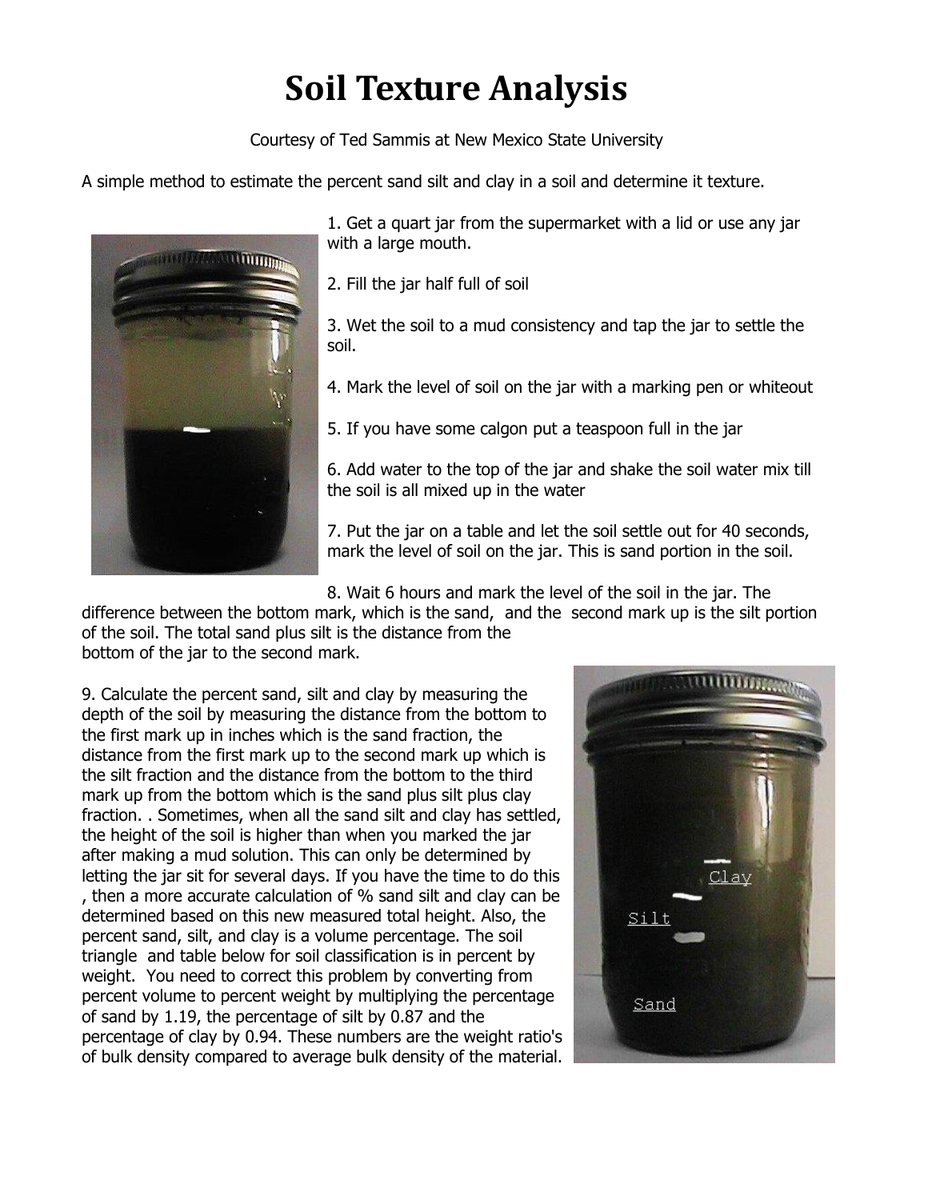# Soil Texture Analysis

Courtesy of Ted Sammis at New Mexico State University

A simple method to estimate the percent sand silt and clay in a soil and determine it texture.

1. Get a quart jar from the supermarket with a lid or use any jar with a large mouth.

2. Fill the jar half full of soil

3. Wet the soil to a mud consistency and tap the jar to settle the soil.

4. Mark the level of soil on the jar with a marking pen or whiteout

5. If you have some calgon put a teaspoon full in the jar

6. Add water to the top of the jar and shake the soil water mix till the soil is all mixed up in the water

7. Put the jar on a table and let the soil settle out for 40 seconds, mark the level of soil on the jar. This is sand portion in the soil.

8. Wait 6 hours and mark the level of the soil in the jar. The difference between the bottom mark, which is the sand, and the second mark up is the silt portion of the soil. The total sand plus silt is the distance from the bottom of the jar to the second mark.

9. Calculate the percent sand, silt and clay by measuring the depth of the soil by measuring the distance from the bottom to the first mark up in inches which is the sand fraction, the distance from the first mark up to the second mark up which is the silt fraction and the distance from the bottom to the third mark up from the bottom which is the sand plus silt plus clay fraction. . Sometimes, when all the sand silt and clay has settled, the height of the soil is higher than when you marked the jar after making a mud solution. This can only be determined by letting the jar sit for several days. If you have the time to do this , then a more accurate calculation of % sand silt and clay can be determined based on this new measured total height. Also, the percent sand, silt, and clay is a volume percentage. The soil triangle and table below for soil classification is in percent by weight. You need to correct this problem by converting from percent volume to percent weight by multiplying the percentage of sand by 1.19, the percentage of silt by 0.87 and the percentage of clay by 0.94. These numbers are the weight ratio's of bulk density compared to average bulk density of the material.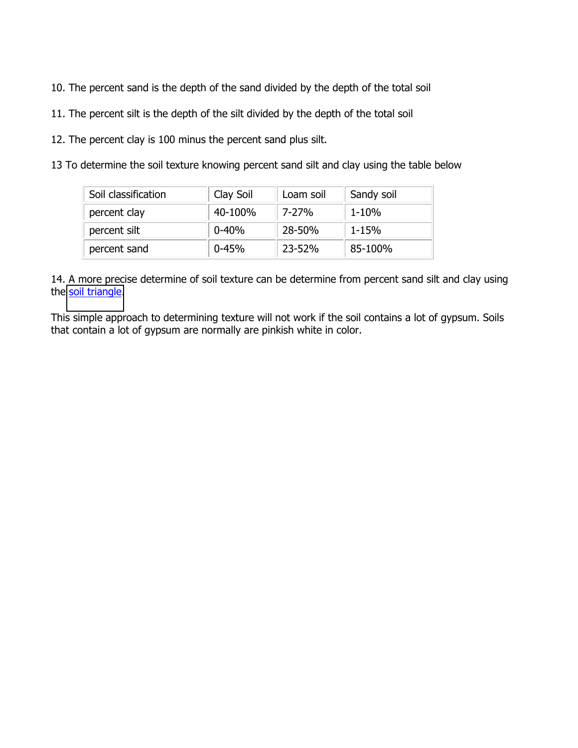10. The percent sand is the depth of the sand divided by the depth of the total soil

11. The percent silt is the depth of the silt divided by the depth of the total soil

12. The percent clay is 100 minus the percent sand plus silt.

13 To determine the soil texture knowing percent sand silt and clay using the table below

| Soil classification | Clay Soil | Loam soil | Sandy soil |
|---|---|---|---|
| percent clay | 40-100% | 7-27% | 1-10% |
| percent silt | 0-40% | 28-50% | 1-15% |
| percent sand | 0-45% | 23-52% | 85-100% |

14. A more precise determine of soil texture can be determine from percent sand silt and clay using the soil triangle.

This simple approach to determining texture will not work if the soil contains a lot of gypsum. Soils that contain a lot of gypsum are normally are pinkish white in color.